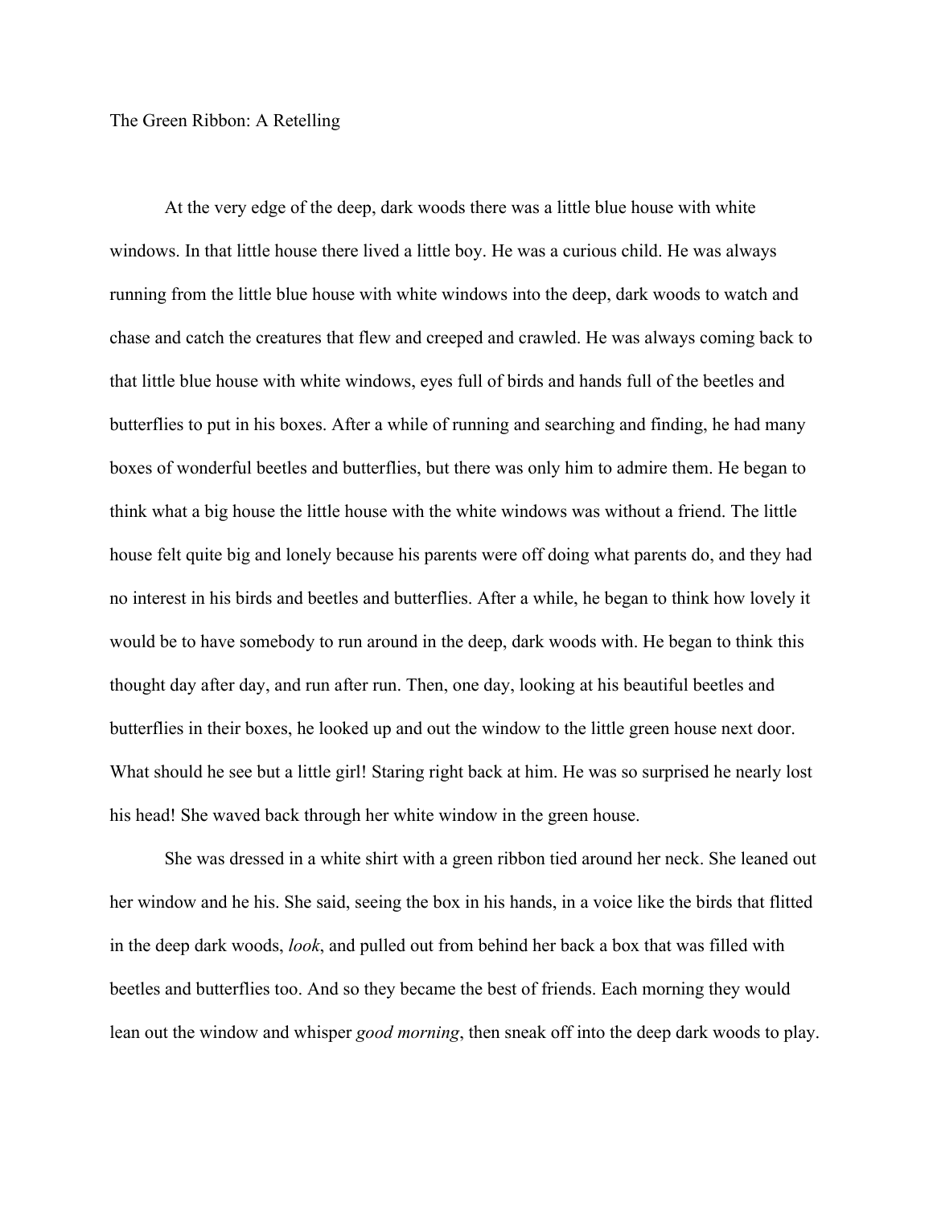# The Green Ribbon: A Retelling

At the very edge of the deep, dark woods there was a little blue house with white windows. In that little house there lived a little boy. He was a curious child. He was always running from the little blue house with white windows into the deep, dark woods to watch and chase and catch the creatures that flew and creeped and crawled. He was always coming back to that little blue house with white windows, eyes full of birds and hands full of the beetles and butterflies to put in his boxes. After a while of running and searching and finding, he had many boxes of wonderful beetles and butterflies, but there was only him to admire them. He began to think what a big house the little house with the white windows was without a friend. The little house felt quite big and lonely because his parents were off doing what parents do, and they had no interest in his birds and beetles and butterflies. After a while, he began to think how lovely it would be to have somebody to run around in the deep, dark woods with. He began to think this thought day after day, and run after run. Then, one day, looking at his beautiful beetles and butterflies in their boxes, he looked up and out the window to the little green house next door. What should he see but a little girl! Staring right back at him. He was so surprised he nearly lost his head! She waved back through her white window in the green house.

She was dressed in a white shirt with a green ribbon tied around her neck. She leaned out her window and he his. She said, seeing the box in his hands, in a voice like the birds that flitted in the deep dark woods, *look*, and pulled out from behind her back a box that was filled with beetles and butterflies too. And so they became the best of friends. Each morning they would lean out the window and whisper *good morning*, then sneak off into the deep dark woods to play.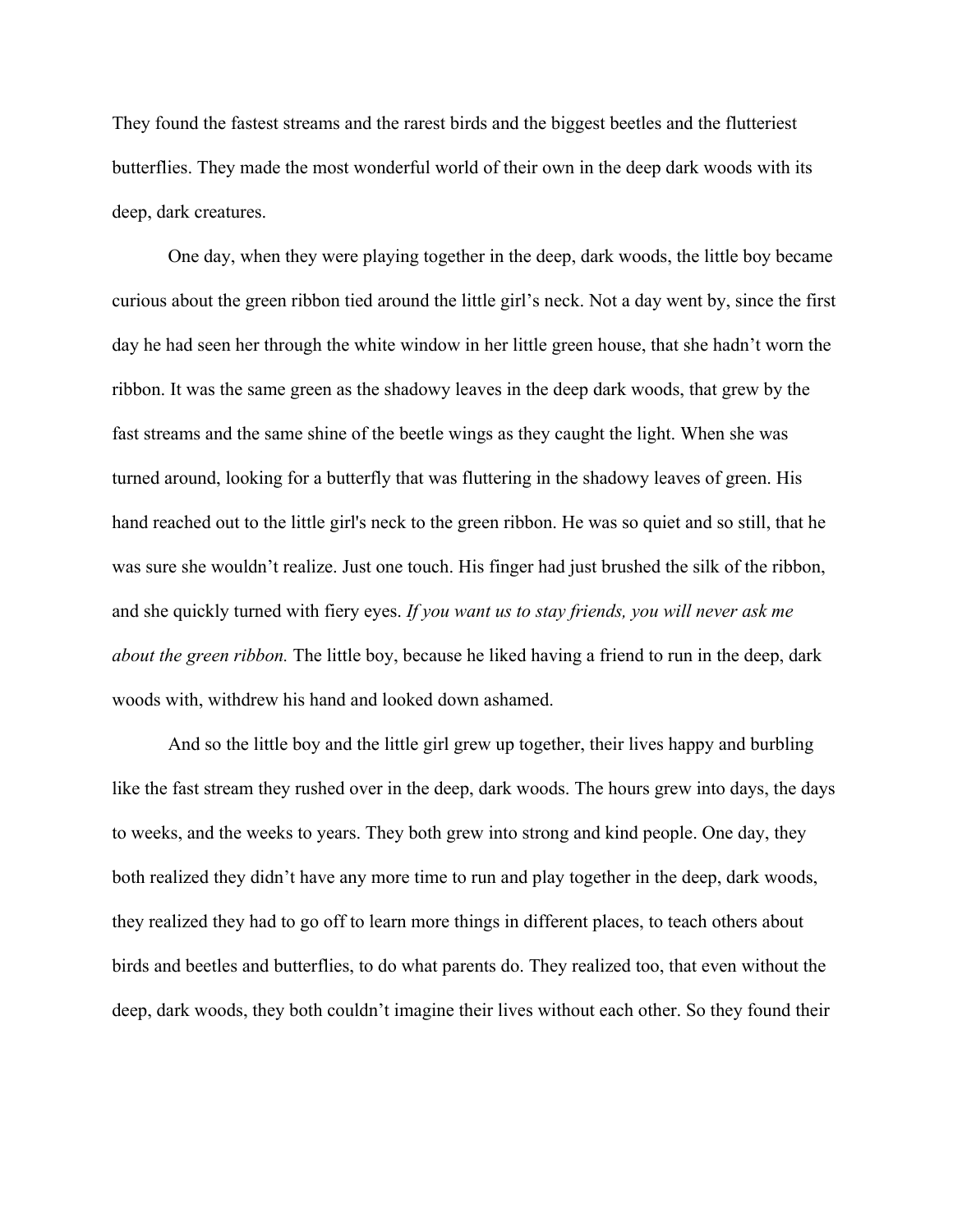They found the fastest streams and the rarest birds and the biggest beetles and the flutteriest butterflies. They made the most wonderful world of their own in the deep dark woods with its deep, dark creatures.

One day, when they were playing together in the deep, dark woods, the little boy became curious about the green ribbon tied around the little girl's neck. Not a day went by, since the first day he had seen her through the white window in her little green house, that she hadn't worn the ribbon. It was the same green as the shadowy leaves in the deep dark woods, that grew by the fast streams and the same shine of the beetle wings as they caught the light. When she was turned around, looking for a butterfly that was fluttering in the shadowy leaves of green. His hand reached out to the little girl's neck to the green ribbon. He was so quiet and so still, that he was sure she wouldn't realize. Just one touch. His finger had just brushed the silk of the ribbon, and she quickly turned with fiery eyes. *If you want us to stay friends, you will never ask me about the green ribbon.* The little boy, because he liked having a friend to run in the deep, dark woods with, withdrew his hand and looked down ashamed.

And so the little boy and the little girl grew up together, their lives happy and burbling like the fast stream they rushed over in the deep, dark woods. The hours grew into days, the days to weeks, and the weeks to years. They both grew into strong and kind people. One day, they both realized they didn't have any more time to run and play together in the deep, dark woods, they realized they had to go off to learn more things in different places, to teach others about birds and beetles and butterflies, to do what parents do. They realized too, that even without the deep, dark woods, they both couldn't imagine their lives without each other. So they found their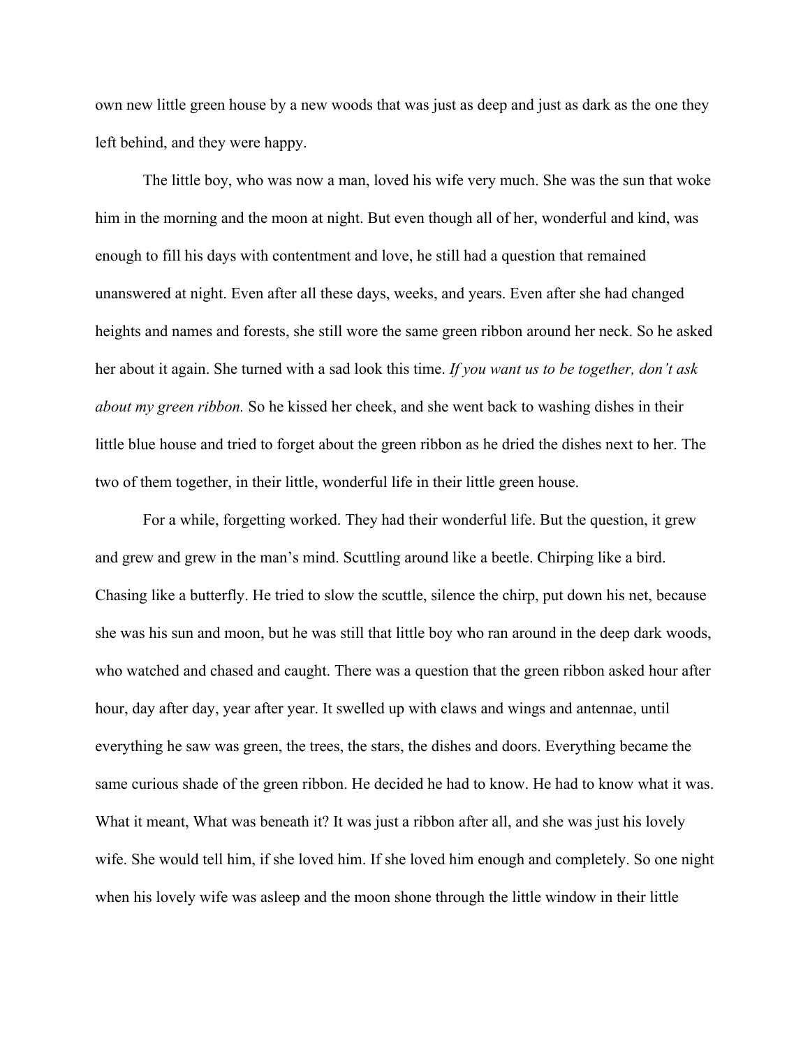own new little green house by a new woods that was just as deep and just as dark as the one they left behind, and they were happy.

The little boy, who was now a man, loved his wife very much. She was the sun that woke him in the morning and the moon at night. But even though all of her, wonderful and kind, was enough to fill his days with contentment and love, he still had a question that remained unanswered at night. Even after all these days, weeks, and years. Even after she had changed heights and names and forests, she still wore the same green ribbon around her neck. So he asked her about it again. She turned with a sad look this time. *If you want us to be together, don't ask about my green ribbon.* So he kissed her cheek, and she went back to washing dishes in their little blue house and tried to forget about the green ribbon as he dried the dishes next to her. The two of them together, in their little, wonderful life in their little green house.

For a while, forgetting worked. They had their wonderful life. But the question, it grew and grew and grew in the man's mind. Scuttling around like a beetle. Chirping like a bird. Chasing like a butterfly. He tried to slow the scuttle, silence the chirp, put down his net, because she was his sun and moon, but he was still that little boy who ran around in the deep dark woods, who watched and chased and caught. There was a question that the green ribbon asked hour after hour, day after day, year after year. It swelled up with claws and wings and antennae, until everything he saw was green, the trees, the stars, the dishes and doors. Everything became the same curious shade of the green ribbon. He decided he had to know. He had to know what it was. What it meant, What was beneath it? It was just a ribbon after all, and she was just his lovely wife. She would tell him, if she loved him. If she loved him enough and completely. So one night when his lovely wife was asleep and the moon shone through the little window in their little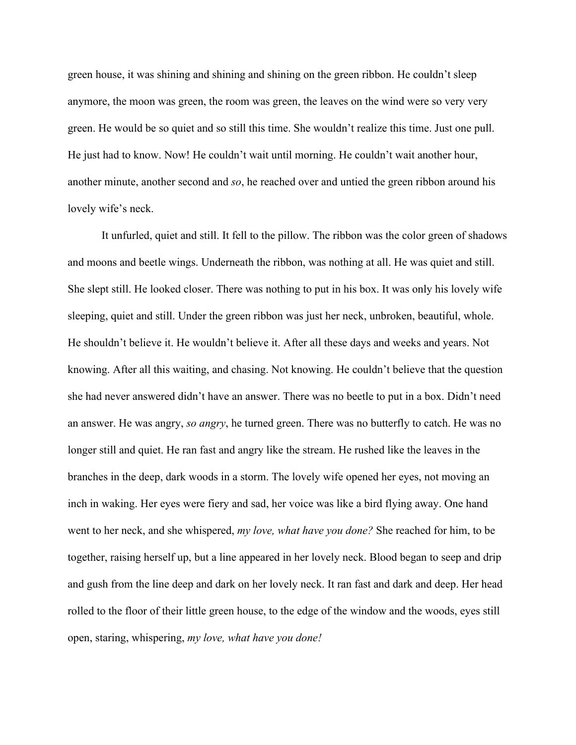green house, it was shining and shining and shining on the green ribbon. He couldn't sleep anymore, the moon was green, the room was green, the leaves on the wind were so very very green. He would be so quiet and so still this time. She wouldn't realize this time. Just one pull. He just had to know. Now! He couldn't wait until morning. He couldn't wait another hour, another minute, another second and *so*, he reached over and untied the green ribbon around his lovely wife's neck.

It unfurled, quiet and still. It fell to the pillow. The ribbon was the color green of shadows and moons and beetle wings. Underneath the ribbon, was nothing at all. He was quiet and still. She slept still. He looked closer. There was nothing to put in his box. It was only his lovely wife sleeping, quiet and still. Under the green ribbon was just her neck, unbroken, beautiful, whole. He shouldn't believe it. He wouldn't believe it. After all these days and weeks and years. Not knowing. After all this waiting, and chasing. Not knowing. He couldn't believe that the question she had never answered didn't have an answer. There was no beetle to put in a box. Didn't need an answer. He was angry, *so angry*, he turned green. There was no butterfly to catch. He was no longer still and quiet. He ran fast and angry like the stream. He rushed like the leaves in the branches in the deep, dark woods in a storm. The lovely wife opened her eyes, not moving an inch in waking. Her eyes were fiery and sad, her voice was like a bird flying away. One hand went to her neck, and she whispered, *my love, what have you done?* She reached for him, to be together, raising herself up, but a line appeared in her lovely neck. Blood began to seep and drip and gush from the line deep and dark on her lovely neck. It ran fast and dark and deep. Her head rolled to the floor of their little green house, to the edge of the window and the woods, eyes still open, staring, whispering, *my love, what have you done!*